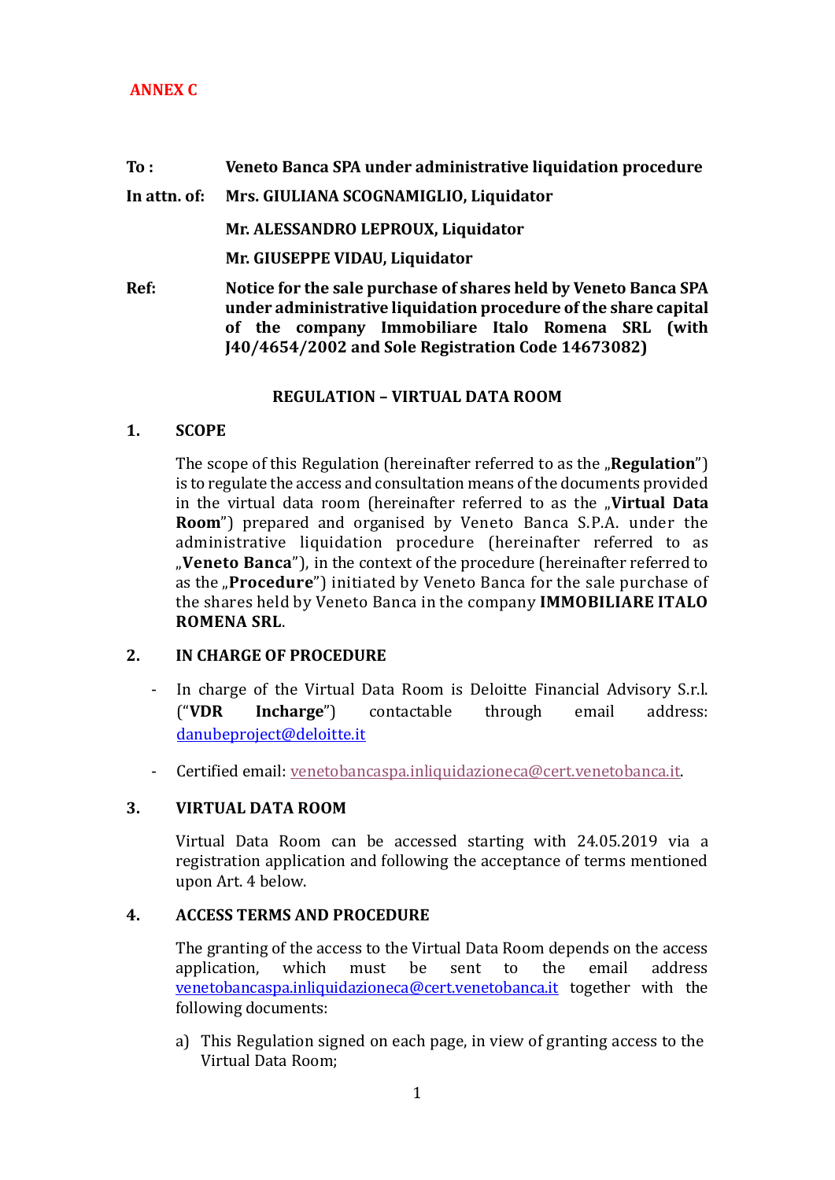**ANNEX C**

**To :** **Veneto Banca SPA under administrative liquidation procedure**

**In attn. of:** **Mrs. GIULIANA SCOGNAMIGLIO, Liquidator**

**Mr. ALESSANDRO LEPROUX, Liquidator**

**Mr. GIUSEPPE VIDAU, Liquidator**

**Ref:** **Notice for the sale purchase of shares held by Veneto Banca SPA under administrative liquidation procedure of the share capital of the company Immobiliare Italo Romena SRL (with J40/4654/2002 and Sole Registration Code 14673082)**

## REGULATION – VIRTUAL DATA ROOM

### 1. SCOPE

The scope of this Regulation (hereinafter referred to as the „**Regulation**") is to regulate the access and consultation means of the documents provided in the virtual data room (hereinafter referred to as the „**Virtual Data Room**") prepared and organised by Veneto Banca S.P.A. under the administrative liquidation procedure (hereinafter referred to as „**Veneto Banca**"), in the context of the procedure (hereinafter referred to as the „**Procedure**") initiated by Veneto Banca for the sale purchase of the shares held by Veneto Banca in the company **IMMOBILIARE ITALO ROMENA SRL**.

### 2. IN CHARGE OF PROCEDURE

- In charge of the Virtual Data Room is Deloitte Financial Advisory S.r.l. ("**VDR Incharge**") contactable through email address: danubeproject@deloitte.it
- Certified email: venetobancaspa.inliquidazioneca@cert.venetobanca.it.

### 3. VIRTUAL DATA ROOM

Virtual Data Room can be accessed starting with 24.05.2019 via a registration application and following the acceptance of terms mentioned upon Art. 4 below.

### 4. ACCESS TERMS AND PROCEDURE

The granting of the access to the Virtual Data Room depends on the access application, which must be sent to the email address venetobancaspa.inliquidazioneca@cert.venetobanca.it together with the following documents:

a) This Regulation signed on each page, in view of granting access to the Virtual Data Room;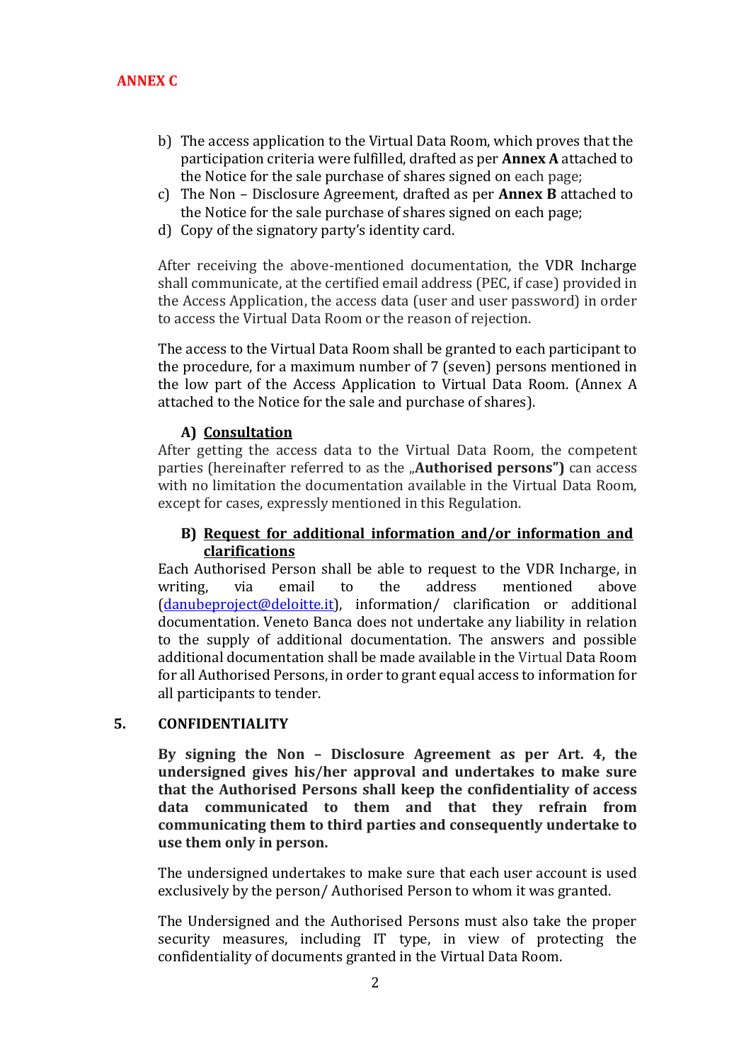**ANNEX C**

b) The access application to the Virtual Data Room, which proves that the participation criteria were fulfilled, drafted as per **Annex A** attached to the Notice for the sale purchase of shares signed on each page;
c) The Non – Disclosure Agreement, drafted as per **Annex B** attached to the Notice for the sale purchase of shares signed on each page;
d) Copy of the signatory party's identity card.

After receiving the above-mentioned documentation, the VDR Incharge shall communicate, at the certified email address (PEC, if case) provided in the Access Application, the access data (user and user password) in order to access the Virtual Data Room or the reason of rejection.

The access to the Virtual Data Room shall be granted to each participant to the procedure, for a maximum number of 7 (seven) persons mentioned in the low part of the Access Application to Virtual Data Room. (Annex A attached to the Notice for the sale and purchase of shares).

**A) Consultation**

After getting the access data to the Virtual Data Room, the competent parties (hereinafter referred to as the „**Authorised persons")** can access with no limitation the documentation available in the Virtual Data Room, except for cases, expressly mentioned in this Regulation.

**B) Request for additional information and/or information and clarifications**

Each Authorised Person shall be able to request to the VDR Incharge, in writing, via email to the address mentioned above (danubeproject@deloitte.it), information/ clarification or additional documentation. Veneto Banca does not undertake any liability in relation to the supply of additional documentation. The answers and possible additional documentation shall be made available in the Virtual Data Room for all Authorised Persons, in order to grant equal access to information for all participants to tender.

## 5. CONFIDENTIALITY

**By signing the Non – Disclosure Agreement as per Art. 4, the undersigned gives his/her approval and undertakes to make sure that the Authorised Persons shall keep the confidentiality of access data communicated to them and that they refrain from communicating them to third parties and consequently undertake to use them only in person.**

The undersigned undertakes to make sure that each user account is used exclusively by the person/ Authorised Person to whom it was granted.

The Undersigned and the Authorised Persons must also take the proper security measures, including IT type, in view of protecting the confidentiality of documents granted in the Virtual Data Room.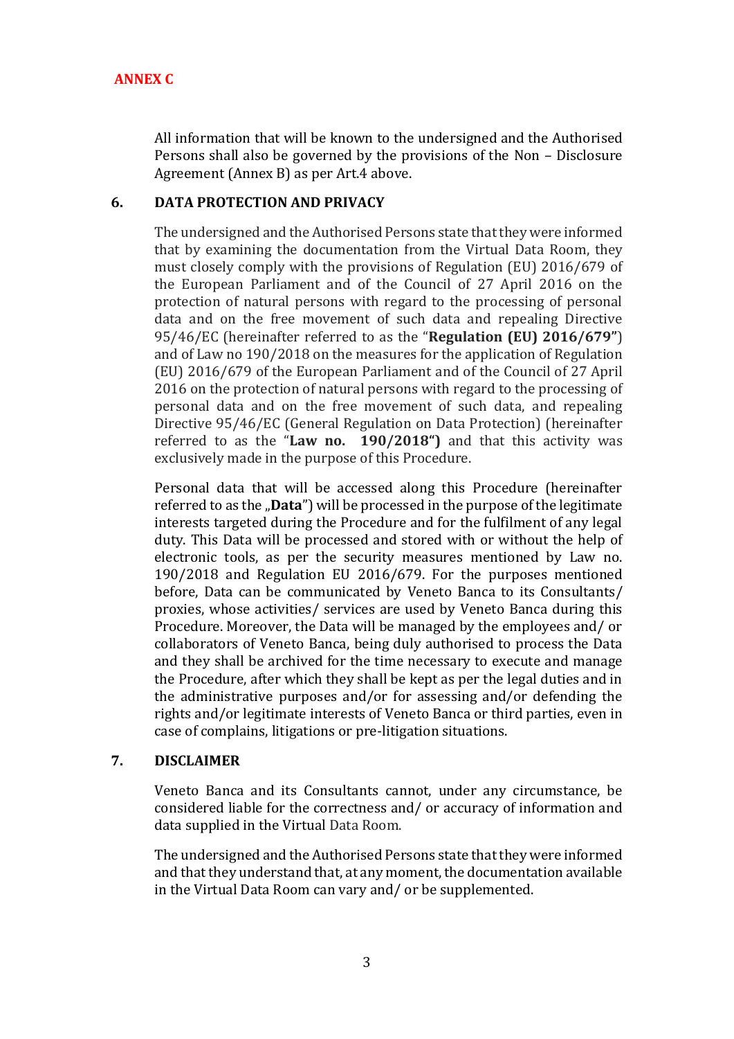**ANNEX C**

All information that will be known to the undersigned and the Authorised Persons shall also be governed by the provisions of the Non – Disclosure Agreement (Annex B) as per Art.4 above.

## 6. DATA PROTECTION AND PRIVACY

The undersigned and the Authorised Persons state that they were informed that by examining the documentation from the Virtual Data Room, they must closely comply with the provisions of Regulation (EU) 2016/679 of the European Parliament and of the Council of 27 April 2016 on the protection of natural persons with regard to the processing of personal data and on the free movement of such data and repealing Directive 95/46/EC (hereinafter referred to as the "**Regulation (EU) 2016/679"**) and of Law no 190/2018 on the measures for the application of Regulation (EU) 2016/679 of the European Parliament and of the Council of 27 April 2016 on the protection of natural persons with regard to the processing of personal data and on the free movement of such data, and repealing Directive 95/46/EC (General Regulation on Data Protection) (hereinafter referred to as the "**Law no. 190/2018")** and that this activity was exclusively made in the purpose of this Procedure.

Personal data that will be accessed along this Procedure (hereinafter referred to as the „**Data**") will be processed in the purpose of the legitimate interests targeted during the Procedure and for the fulfilment of any legal duty. This Data will be processed and stored with or without the help of electronic tools, as per the security measures mentioned by Law no. 190/2018 and Regulation EU 2016/679. For the purposes mentioned before, Data can be communicated by Veneto Banca to its Consultants/ proxies, whose activities/ services are used by Veneto Banca during this Procedure. Moreover, the Data will be managed by the employees and/ or collaborators of Veneto Banca, being duly authorised to process the Data and they shall be archived for the time necessary to execute and manage the Procedure, after which they shall be kept as per the legal duties and in the administrative purposes and/or for assessing and/or defending the rights and/or legitimate interests of Veneto Banca or third parties, even in case of complains, litigations or pre-litigation situations.

## 7. DISCLAIMER

Veneto Banca and its Consultants cannot, under any circumstance, be considered liable for the correctness and/ or accuracy of information and data supplied in the Virtual Data Room.

The undersigned and the Authorised Persons state that they were informed and that they understand that, at any moment, the documentation available in the Virtual Data Room can vary and/ or be supplemented.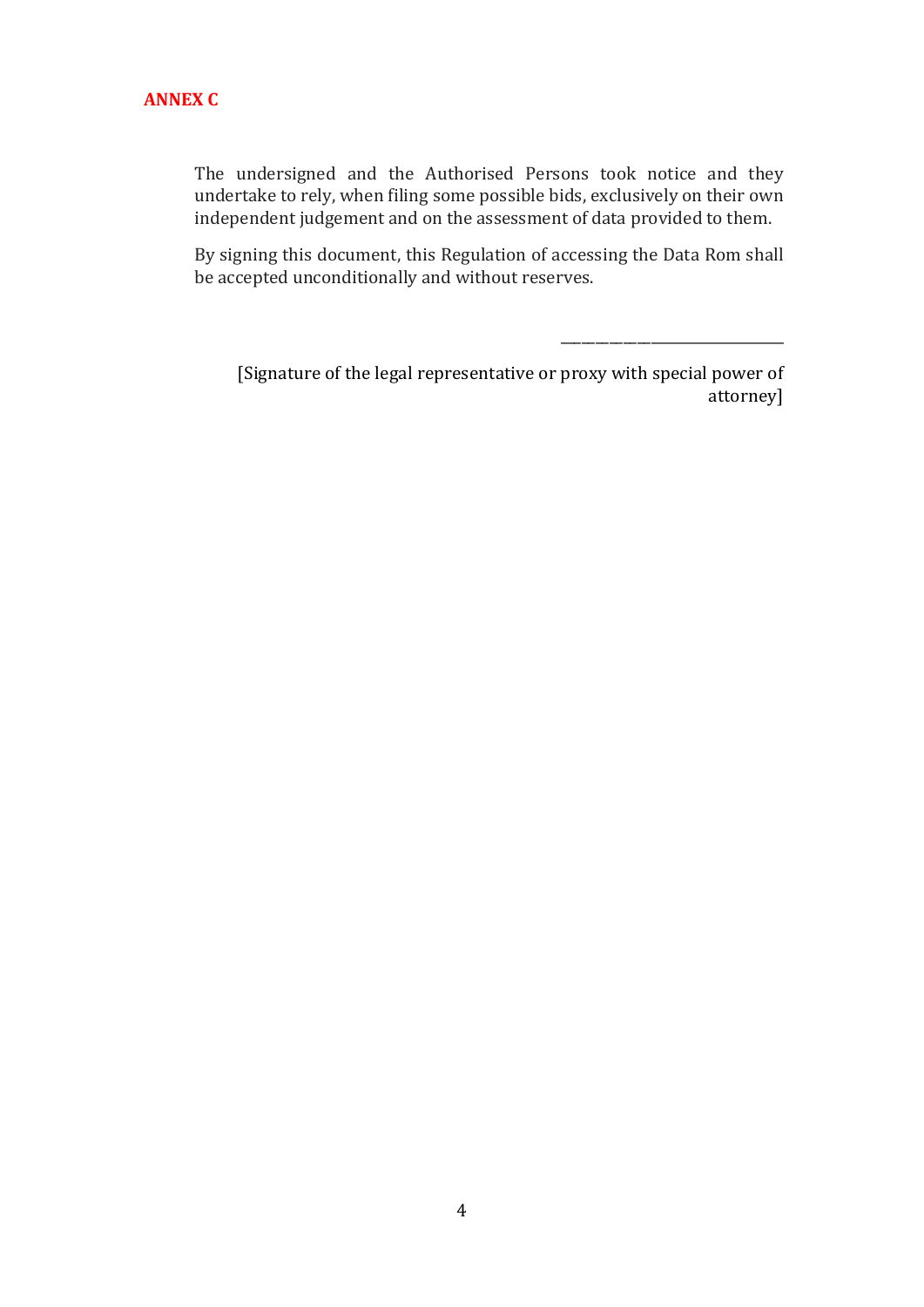**ANNEX C**

The undersigned and the Authorised Persons took notice and they undertake to rely, when filing some possible bids, exclusively on their own independent judgement and on the assessment of data provided to them.

By signing this document, this Regulation of accessing the Data Rom shall be accepted unconditionally and without reserves.

\_\_\_\_\_\_\_\_\_\_\_\_\_\_\_\_\_\_\_\_\_\_\_\_\_\_\_\_\_\_

[Signature of the legal representative or proxy with special power of attorney]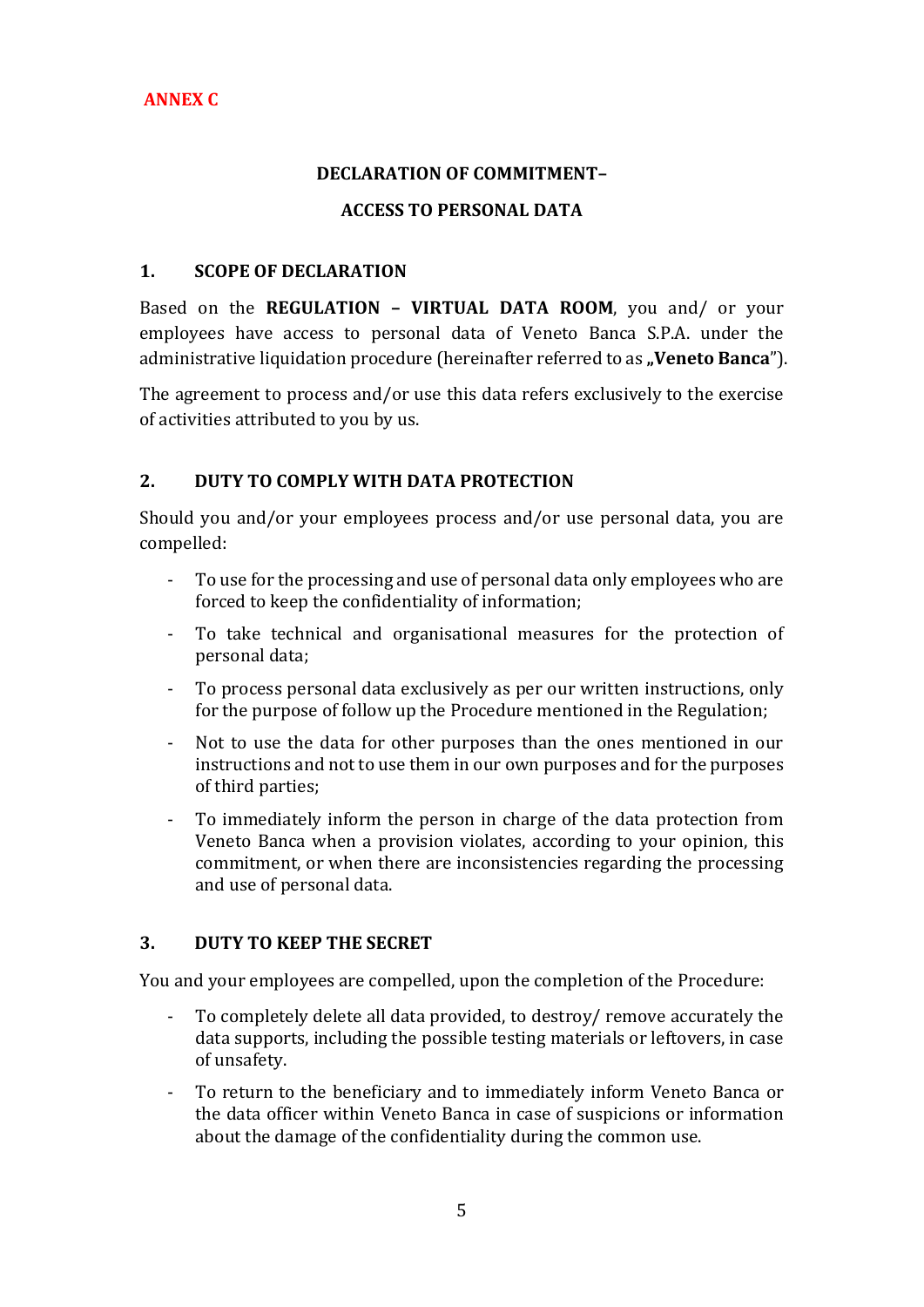**ANNEX C**

## DECLARATION OF COMMITMENT–

## ACCESS TO PERSONAL DATA

### 1. SCOPE OF DECLARATION

Based on the **REGULATION – VIRTUAL DATA ROOM**, you and/ or your employees have access to personal data of Veneto Banca S.P.A. under the administrative liquidation procedure (hereinafter referred to as **„Veneto Banca**").

The agreement to process and/or use this data refers exclusively to the exercise of activities attributed to you by us.

### 2. DUTY TO COMPLY WITH DATA PROTECTION

Should you and/or your employees process and/or use personal data, you are compelled:

- To use for the processing and use of personal data only employees who are forced to keep the confidentiality of information;
- To take technical and organisational measures for the protection of personal data;
- To process personal data exclusively as per our written instructions, only for the purpose of follow up the Procedure mentioned in the Regulation;
- Not to use the data for other purposes than the ones mentioned in our instructions and not to use them in our own purposes and for the purposes of third parties;
- To immediately inform the person in charge of the data protection from Veneto Banca when a provision violates, according to your opinion, this commitment, or when there are inconsistencies regarding the processing and use of personal data.

### 3. DUTY TO KEEP THE SECRET

You and your employees are compelled, upon the completion of the Procedure:

- To completely delete all data provided, to destroy/ remove accurately the data supports, including the possible testing materials or leftovers, in case of unsafety.
- To return to the beneficiary and to immediately inform Veneto Banca or the data officer within Veneto Banca in case of suspicions or information about the damage of the confidentiality during the common use.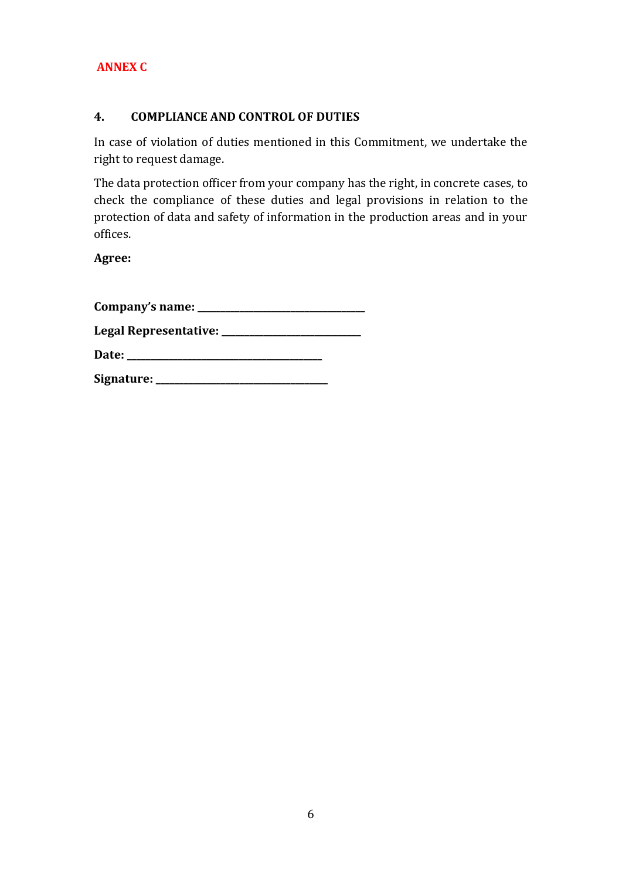**ANNEX C**

## 4. COMPLIANCE AND CONTROL OF DUTIES

In case of violation of duties mentioned in this Commitment, we undertake the right to request damage.

The data protection officer from your company has the right, in concrete cases, to check the compliance of these duties and legal provisions in relation to the protection of data and safety of information in the production areas and in your offices.

**Agree:**

**Company's name:** ______________________________

**Legal Representative:** __________________________

**Date:** ____________________________________

**Signature:** ________________________________